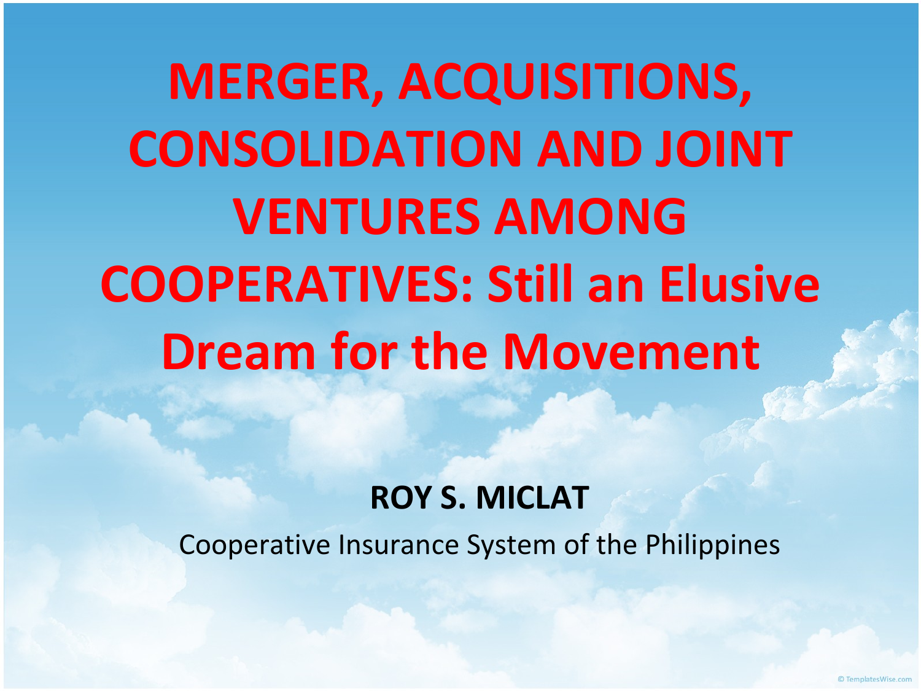# MERGER, ACQUISITIONS, CONSOLIDATION AND JOINT VENTURES AMONG COOPERATIVES: Still an Elusive Dream for the Movement

**ROY S. MICLAT**

Cooperative Insurance System of the Philippines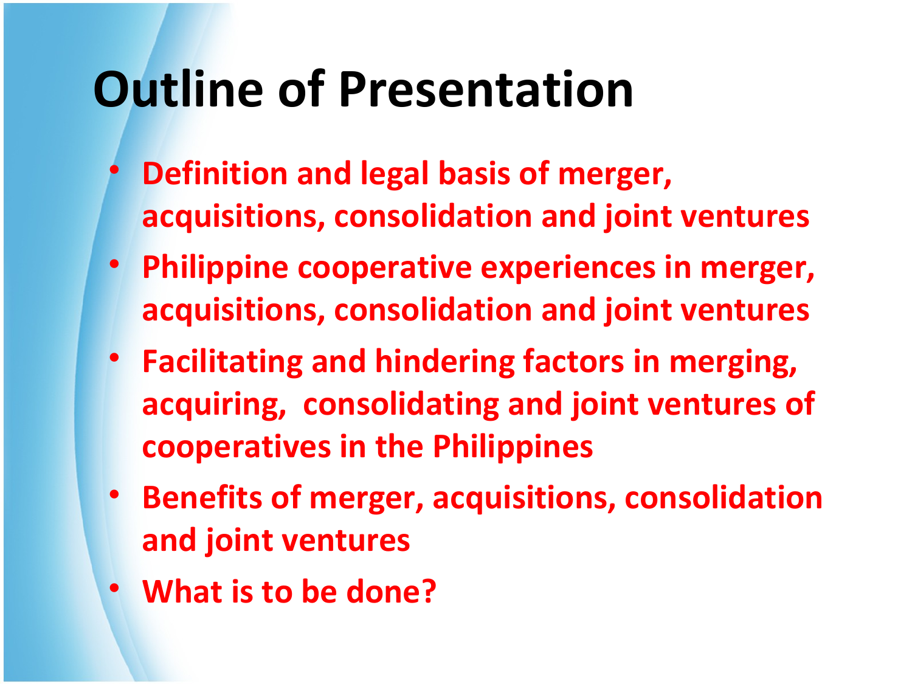# Outline of Presentation

- Definition and legal basis of merger, acquisitions, consolidation and joint ventures
- Philippine cooperative experiences in merger, acquisitions, consolidation and joint ventures
- Facilitating and hindering factors in merging, acquiring, consolidating and joint ventures of cooperatives in the Philippines
- Benefits of merger, acquisitions, consolidation and joint ventures
- What is to be done?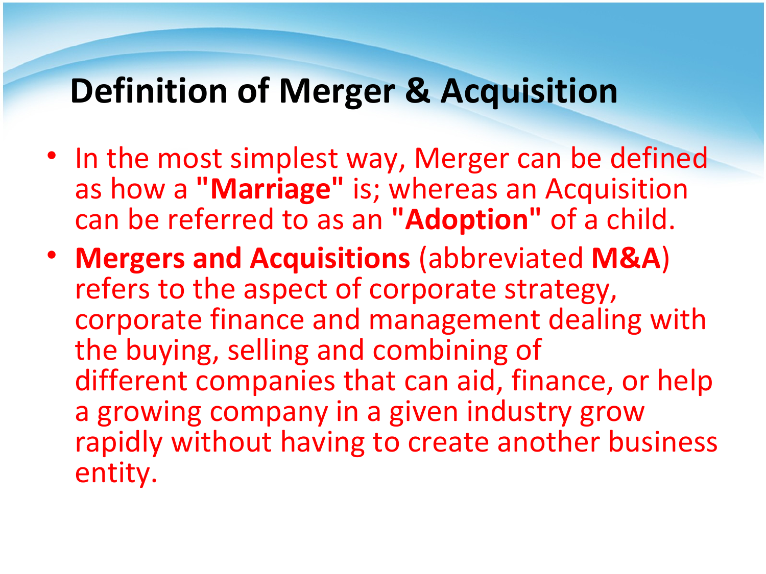# Definition of Merger & Acquisition

- In the most simplest way, Merger can be defined as how a **"Marriage"** is; whereas an Acquisition can be referred to as an **"Adoption"** of a child.
- **Mergers and Acquisitions** (abbreviated **M&A**) refers to the aspect of corporate strategy, corporate finance and management dealing with the buying, selling and combining of different companies that can aid, finance, or help a growing company in a given industry grow rapidly without having to create another business entity.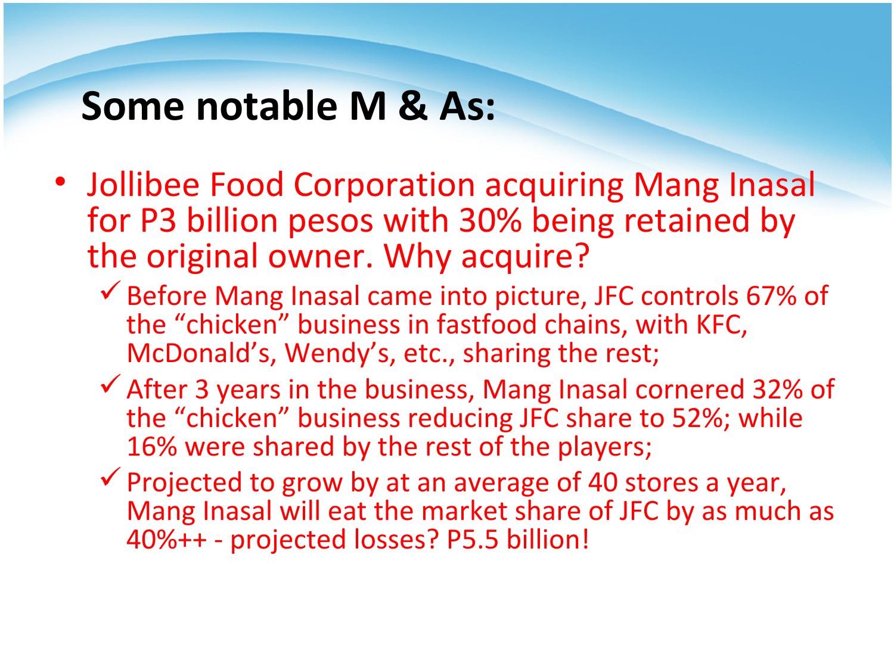# Some notable M & As:

- Jollibee Food Corporation acquiring Mang Inasal for P3 billion pesos with 30% being retained by the original owner. Why acquire?
  - ✓ Before Mang Inasal came into picture, JFC controls 67% of the “chicken” business in fastfood chains, with KFC, McDonald’s, Wendy’s, etc., sharing the rest;
  - ✓ After 3 years in the business, Mang Inasal cornered 32% of the “chicken” business reducing JFC share to 52%; while 16% were shared by the rest of the players;
  - ✓ Projected to grow by at an average of 40 stores a year, Mang Inasal will eat the market share of JFC by as much as 40%++ - projected losses? P5.5 billion!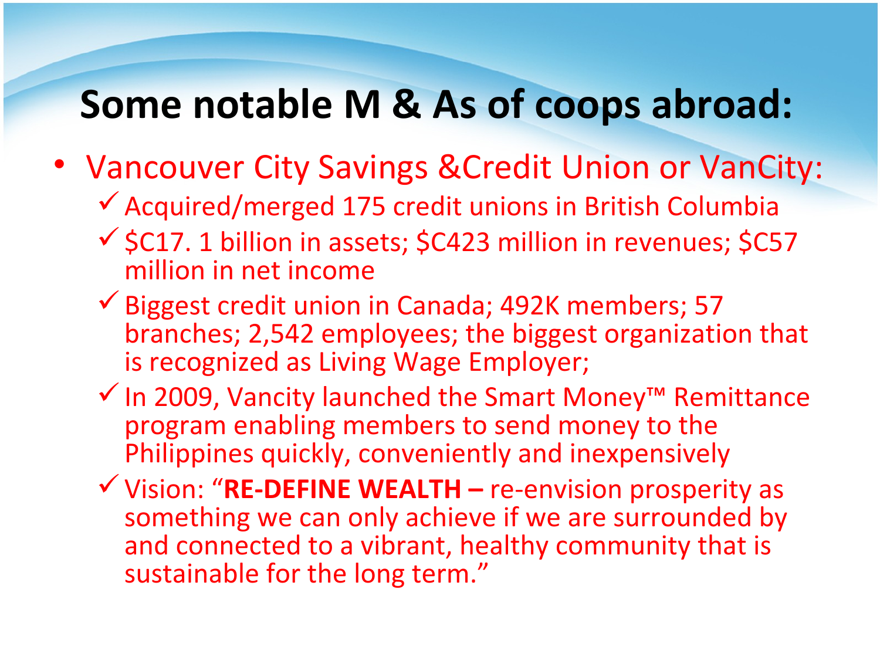# Some notable M & As of coops abroad:

- Vancouver City Savings &Credit Union or VanCity:
  - ✓ Acquired/merged 175 credit unions in British Columbia
  - ✓ $C17. 1 billion in assets; $C423 million in revenues; $C57 million in net income
  - ✓ Biggest credit union in Canada; 492K members; 57 branches; 2,542 employees; the biggest organization that is recognized as Living Wage Employer;
  - ✓ In 2009, Vancity launched the Smart Money™ Remittance program enabling members to send money to the Philippines quickly, conveniently and inexpensively
  - ✓ Vision: "**RE-DEFINE WEALTH –** re-envision prosperity as something we can only achieve if we are surrounded by and connected to a vibrant, healthy community that is sustainable for the long term."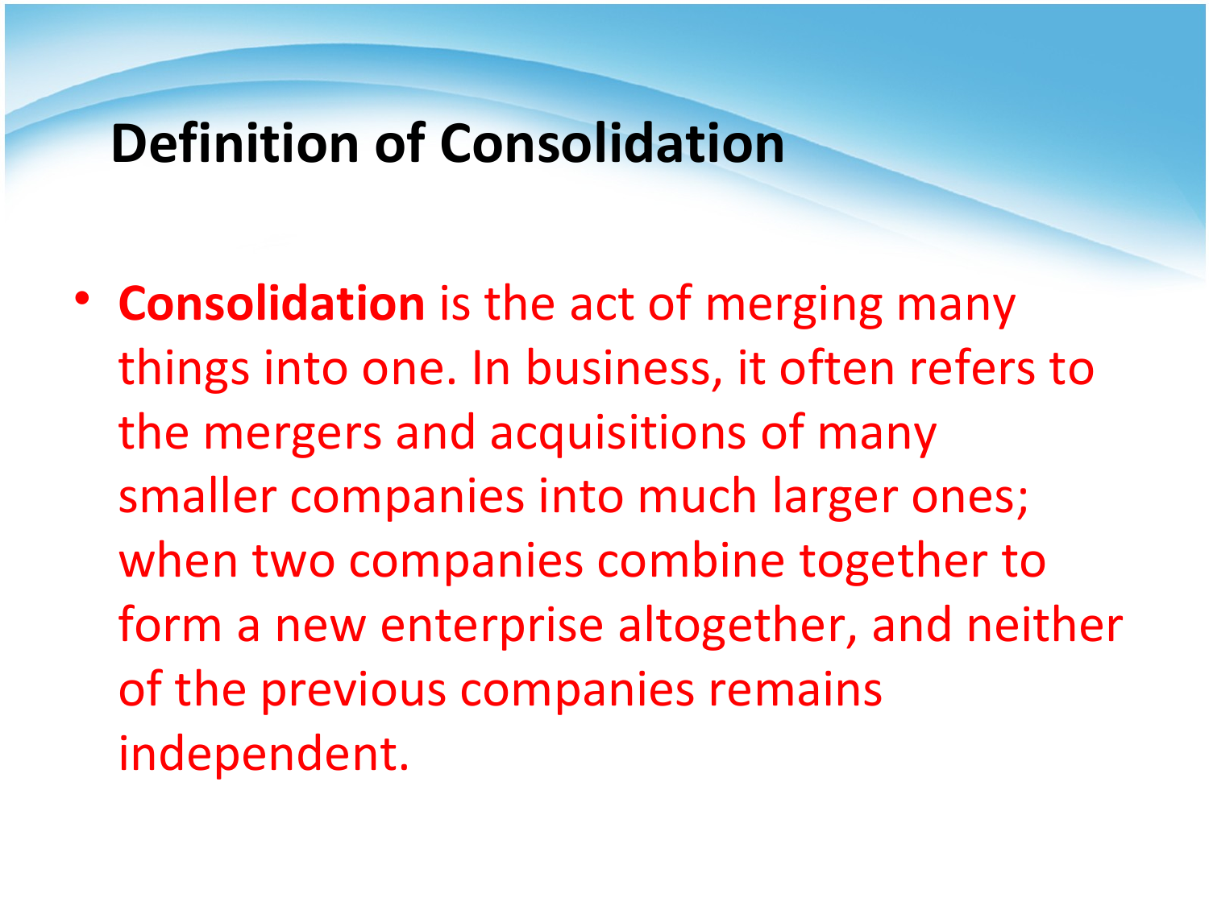# Definition of Consolidation

- **Consolidation** is the act of merging many things into one. In business, it often refers to the mergers and acquisitions of many smaller companies into much larger ones; when two companies combine together to form a new enterprise altogether, and neither of the previous companies remains independent.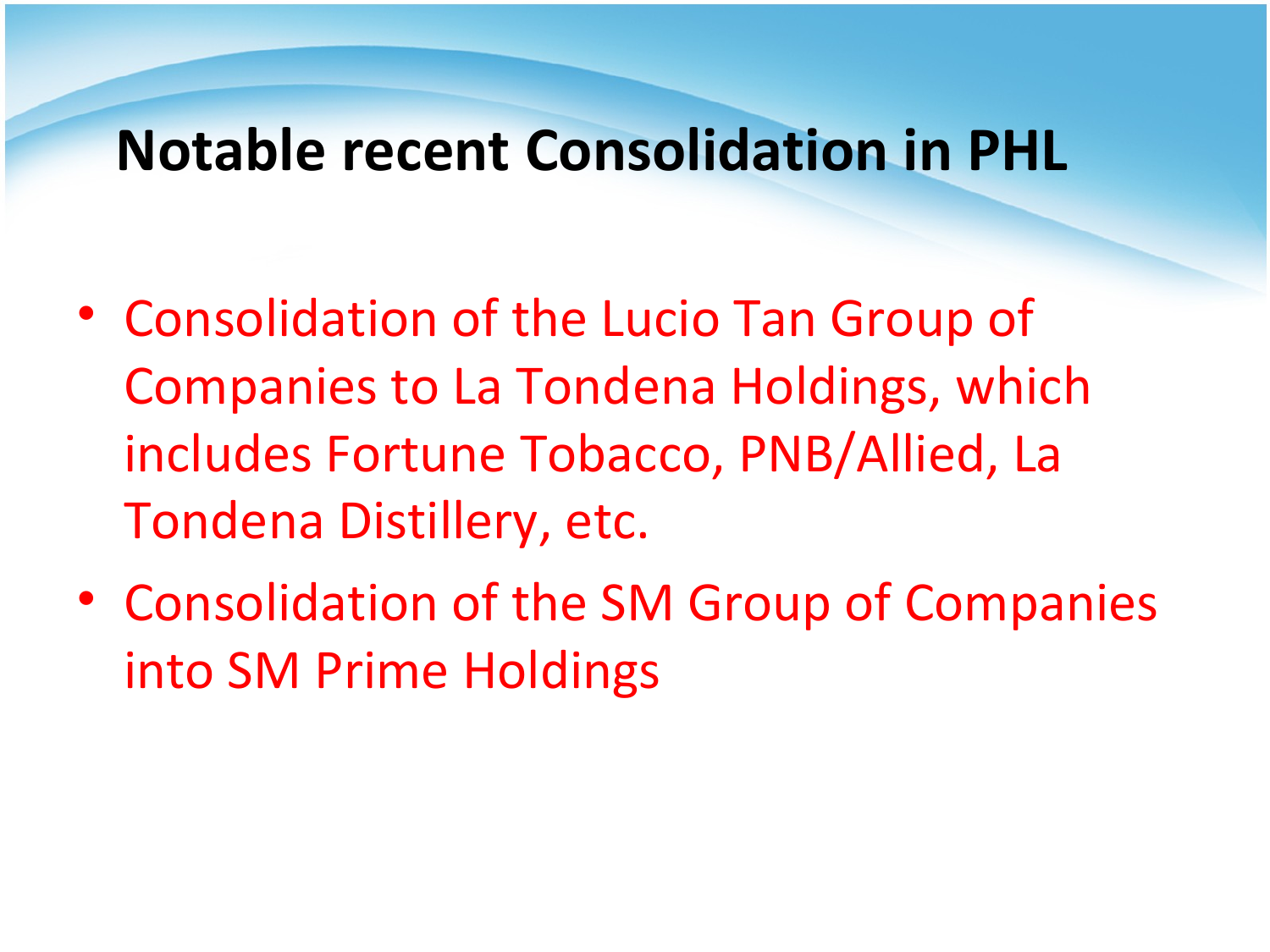# Notable recent Consolidation in PHL

- Consolidation of the Lucio Tan Group of Companies to La Tondena Holdings, which includes Fortune Tobacco, PNB/Allied, La Tondena Distillery, etc.
- Consolidation of the SM Group of Companies into SM Prime Holdings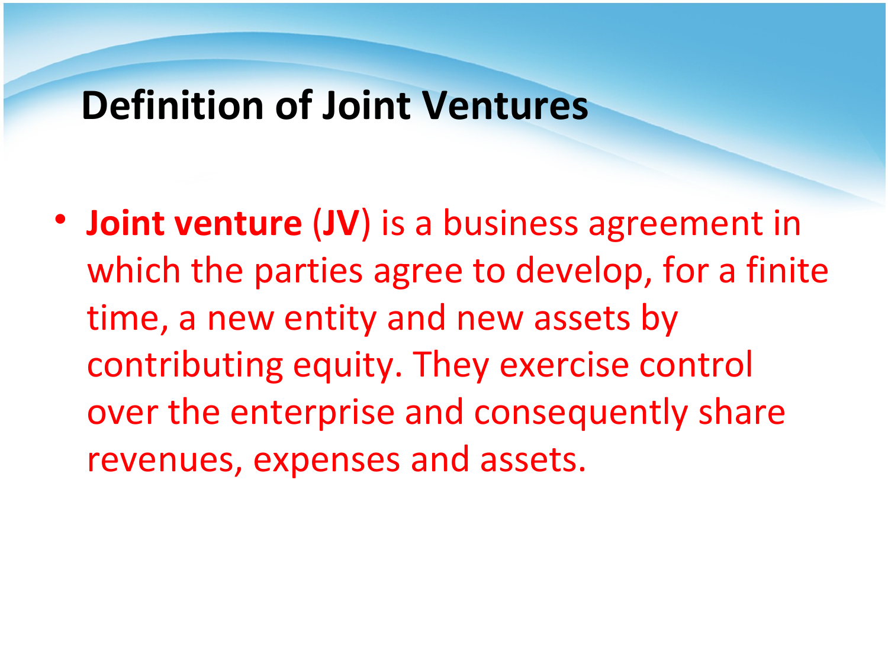# Definition of Joint Ventures

- **Joint venture** (**JV**) is a business agreement in which the parties agree to develop, for a finite time, a new entity and new assets by contributing equity. They exercise control over the enterprise and consequently share revenues, expenses and assets.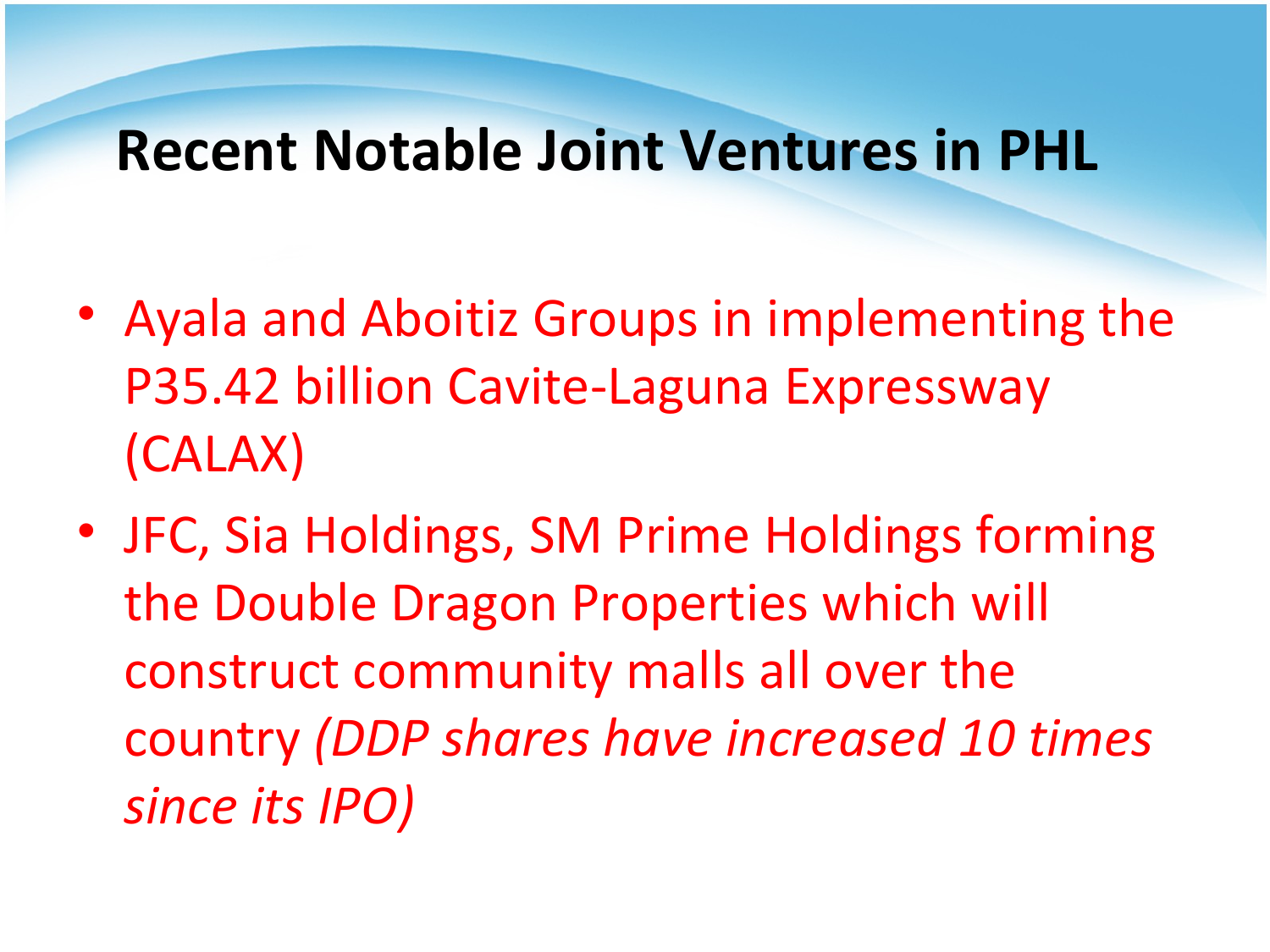# Recent Notable Joint Ventures in PHL

- Ayala and Aboitiz Groups in implementing the P35.42 billion Cavite-Laguna Expressway (CALAX)
- JFC, Sia Holdings, SM Prime Holdings forming the Double Dragon Properties which will construct community malls all over the country *(DDP shares have increased 10 times since its IPO)*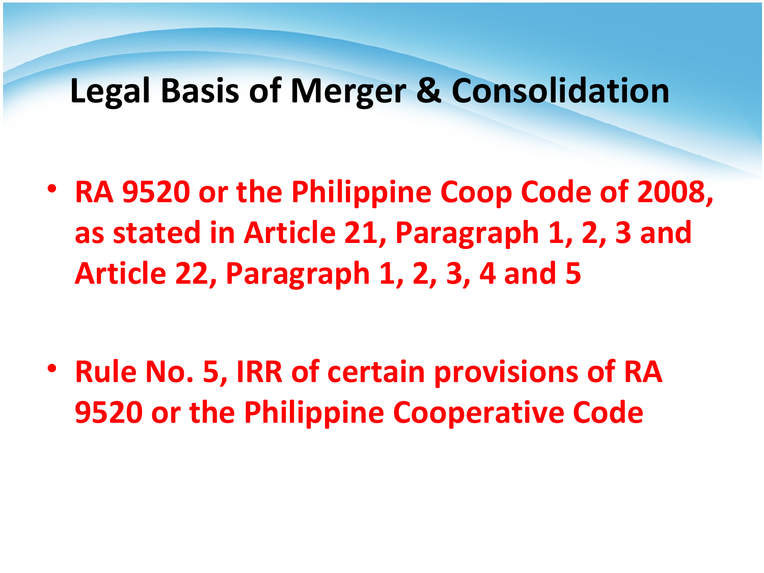# Legal Basis of Merger & Consolidation

- **RA 9520 or the Philippine Coop Code of 2008, as stated in Article 21, Paragraph 1, 2, 3 and Article 22, Paragraph 1, 2, 3, 4 and 5**

- **Rule No. 5, IRR of certain provisions of RA 9520 or the Philippine Cooperative Code**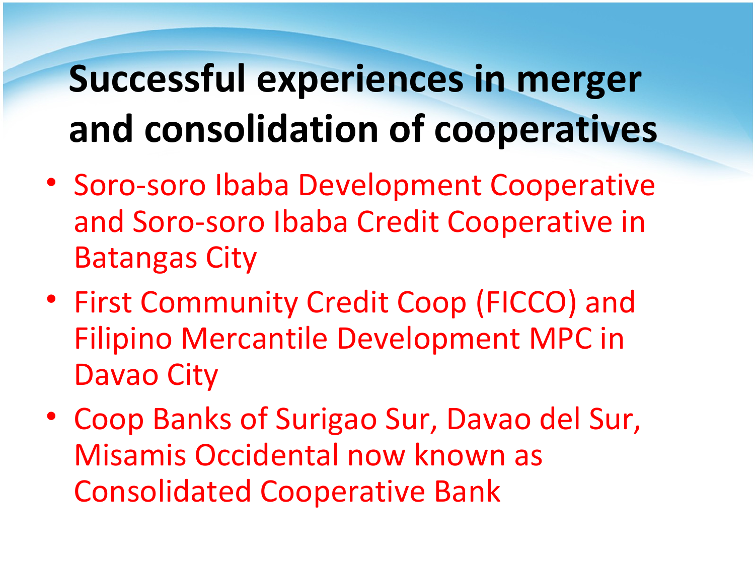# Successful experiences in merger and consolidation of cooperatives

- Soro-soro Ibaba Development Cooperative and Soro-soro Ibaba Credit Cooperative in Batangas City
- First Community Credit Coop (FICCO) and Filipino Mercantile Development MPC in Davao City
- Coop Banks of Surigao Sur, Davao del Sur, Misamis Occidental now known as Consolidated Cooperative Bank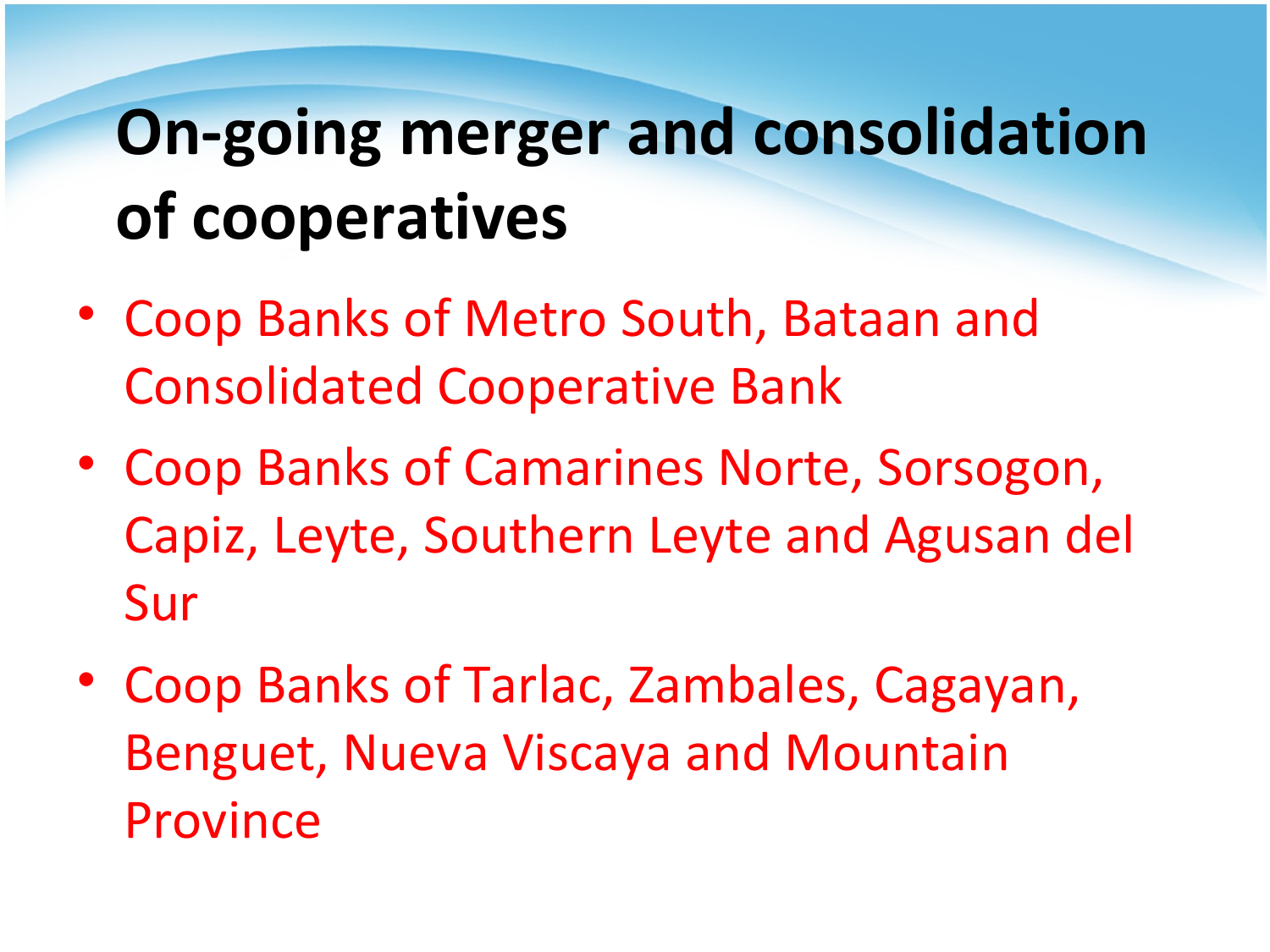# On-going merger and consolidation of cooperatives

- Coop Banks of Metro South, Bataan and Consolidated Cooperative Bank
- Coop Banks of Camarines Norte, Sorsogon, Capiz, Leyte, Southern Leyte and Agusan del Sur
- Coop Banks of Tarlac, Zambales, Cagayan, Benguet, Nueva Viscaya and Mountain Province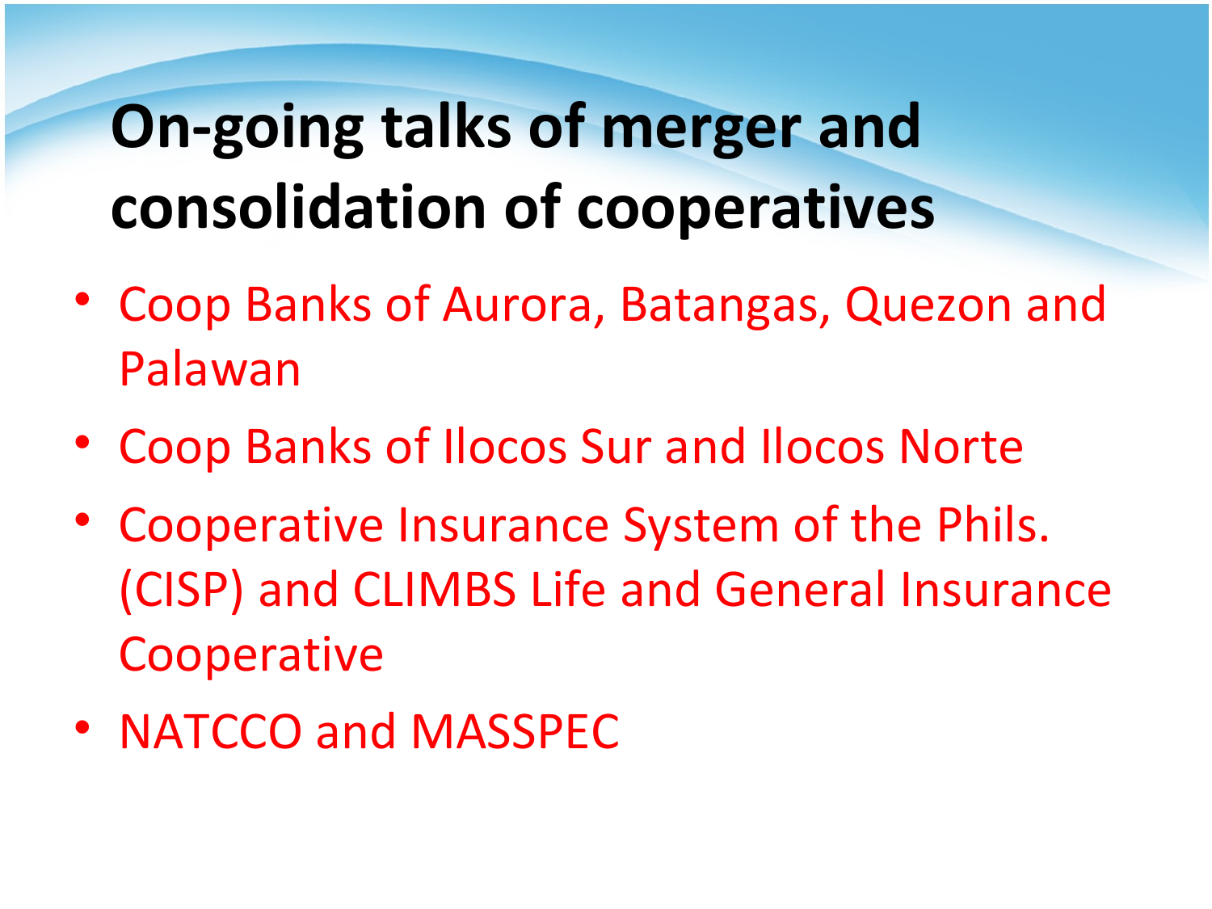# On-going talks of merger and consolidation of cooperatives

- Coop Banks of Aurora, Batangas, Quezon and Palawan
- Coop Banks of Ilocos Sur and Ilocos Norte
- Cooperative Insurance System of the Phils. (CISP) and CLIMBS Life and General Insurance Cooperative
- NATCCO and MASSPEC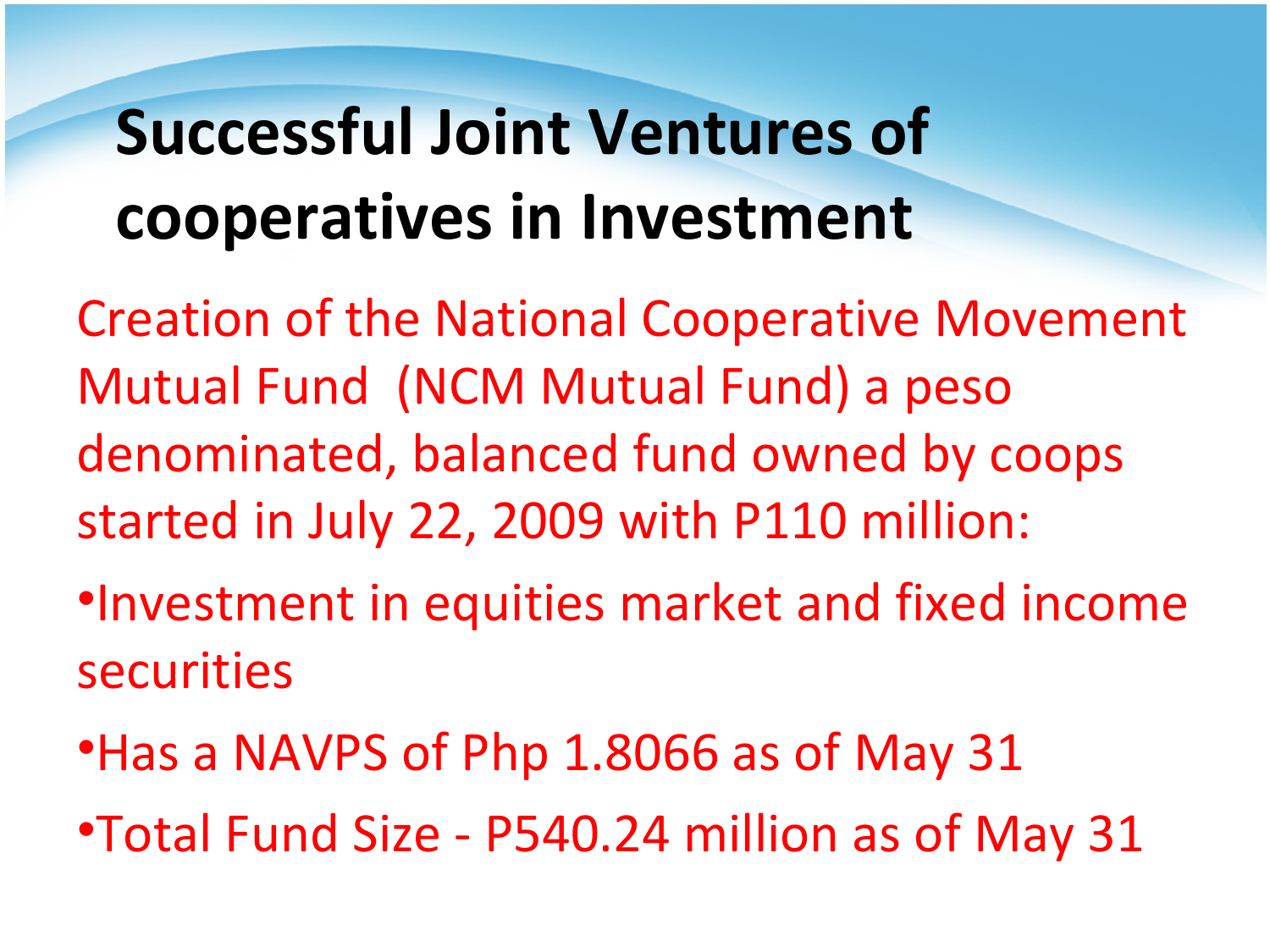# Successful Joint Ventures of cooperatives in Investment

Creation of the National Cooperative Movement Mutual Fund (NCM Mutual Fund) a peso denominated, balanced fund owned by coops started in July 22, 2009 with P110 million:

- Investment in equities market and fixed income securities
- Has a NAVPS of Php 1.8066 as of May 31
- Total Fund Size - P540.24 million as of May 31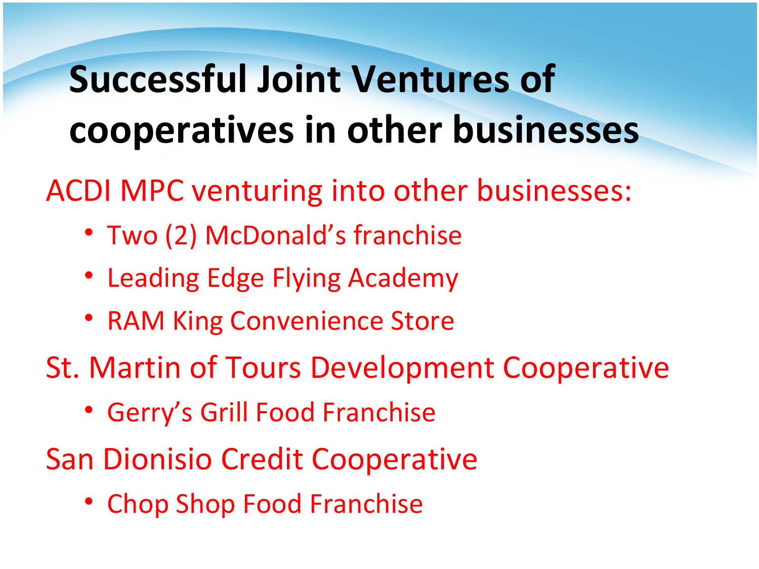# Successful Joint Ventures of cooperatives in other businesses

ACDI MPC venturing into other businesses:

- Two (2) McDonald's franchise
- Leading Edge Flying Academy
- RAM King Convenience Store

St. Martin of Tours Development Cooperative

- Gerry's Grill Food Franchise

San Dionisio Credit Cooperative

- Chop Shop Food Franchise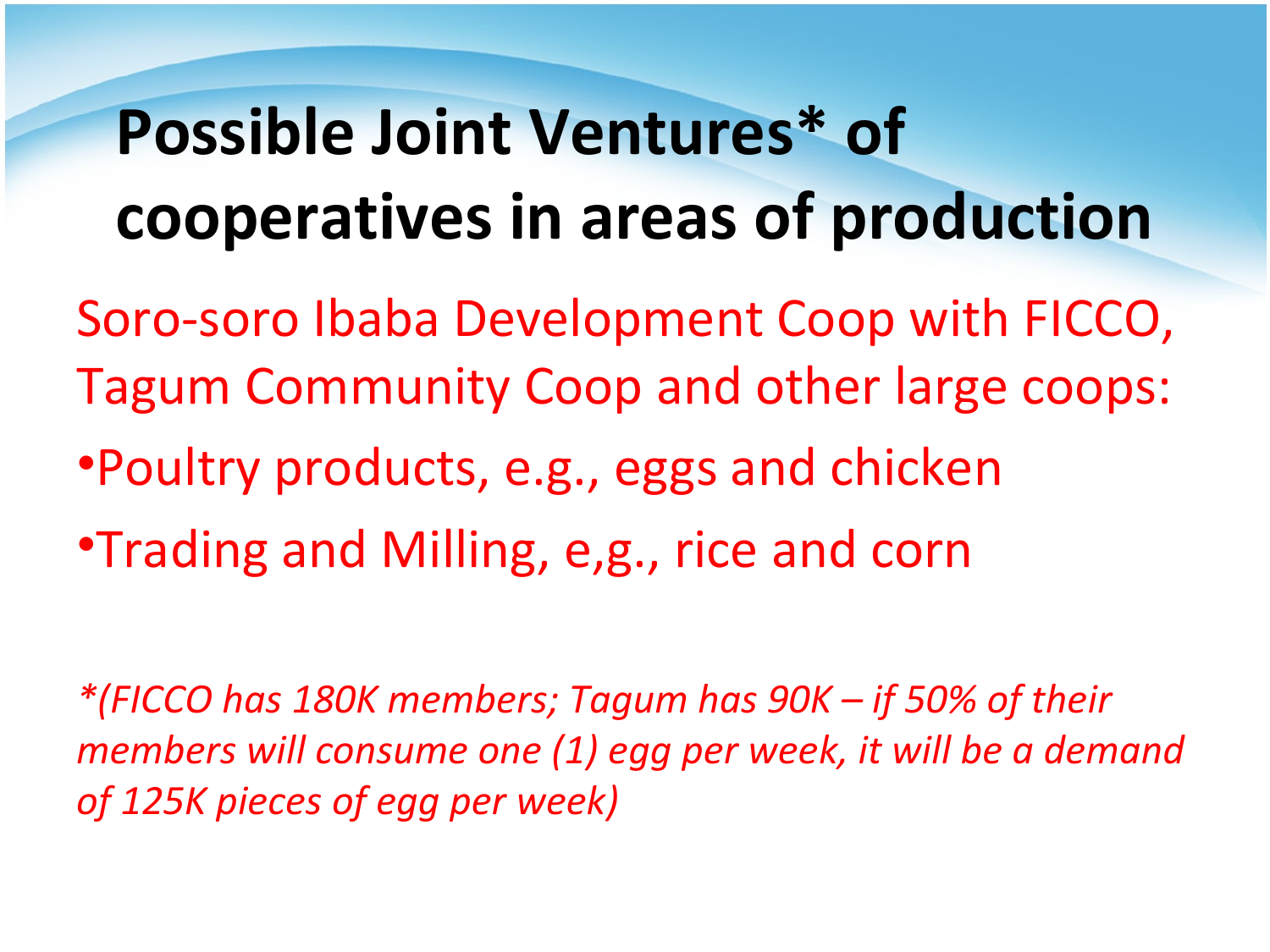# Possible Joint Ventures* of cooperatives in areas of production

Soro-soro Ibaba Development Coop with FICCO, Tagum Community Coop and other large coops:

- Poultry products, e.g., eggs and chicken
- Trading and Milling, e,g., rice and corn

*\*(FICCO has 180K members; Tagum has 90K – if 50% of their members will consume one (1) egg per week, it will be a demand of 125K pieces of egg per week)*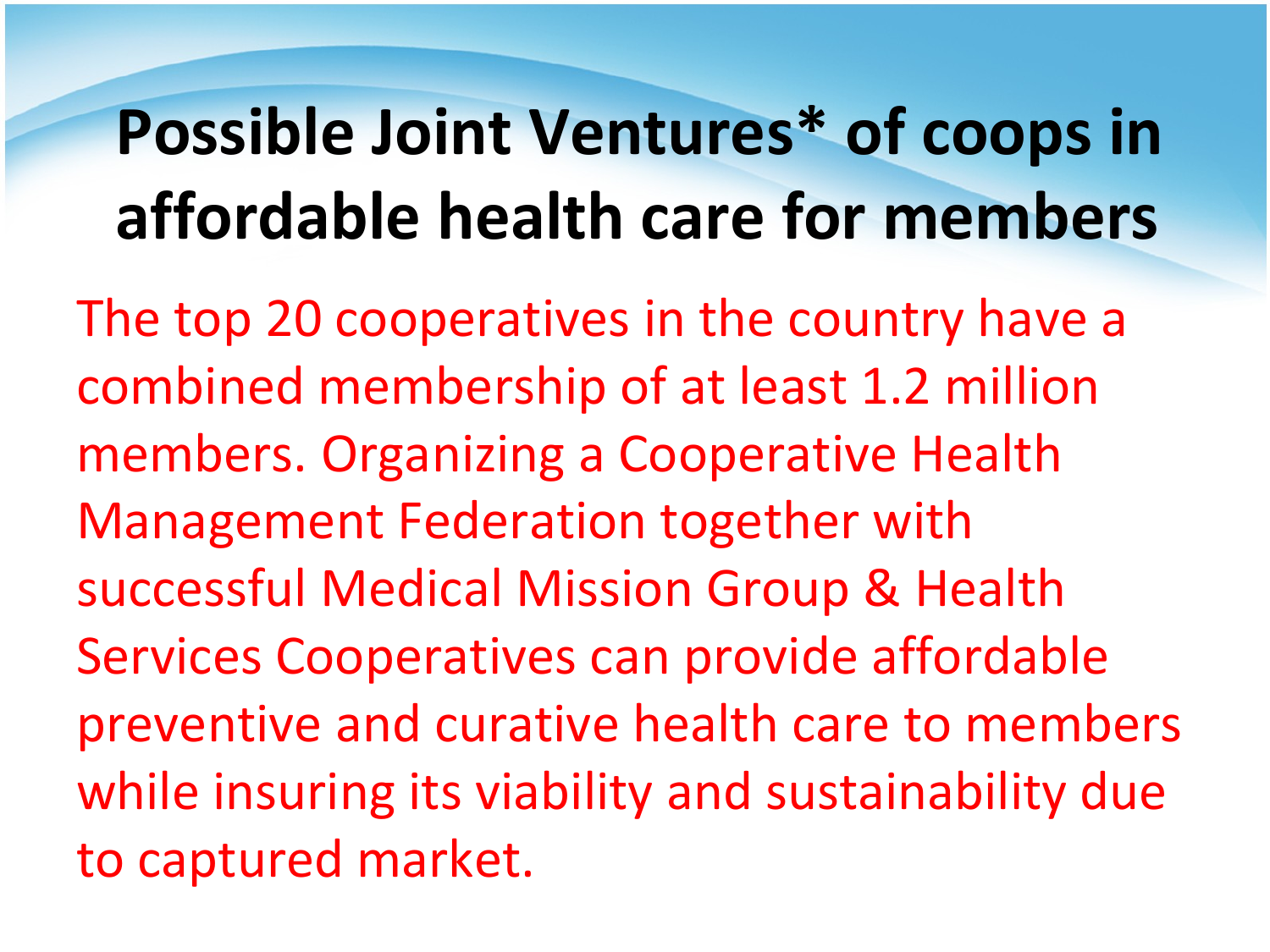# Possible Joint Ventures* of coops in affordable health care for members

The top 20 cooperatives in the country have a combined membership of at least 1.2 million members. Organizing a Cooperative Health Management Federation together with successful Medical Mission Group & Health Services Cooperatives can provide affordable preventive and curative health care to members while insuring its viability and sustainability due to captured market.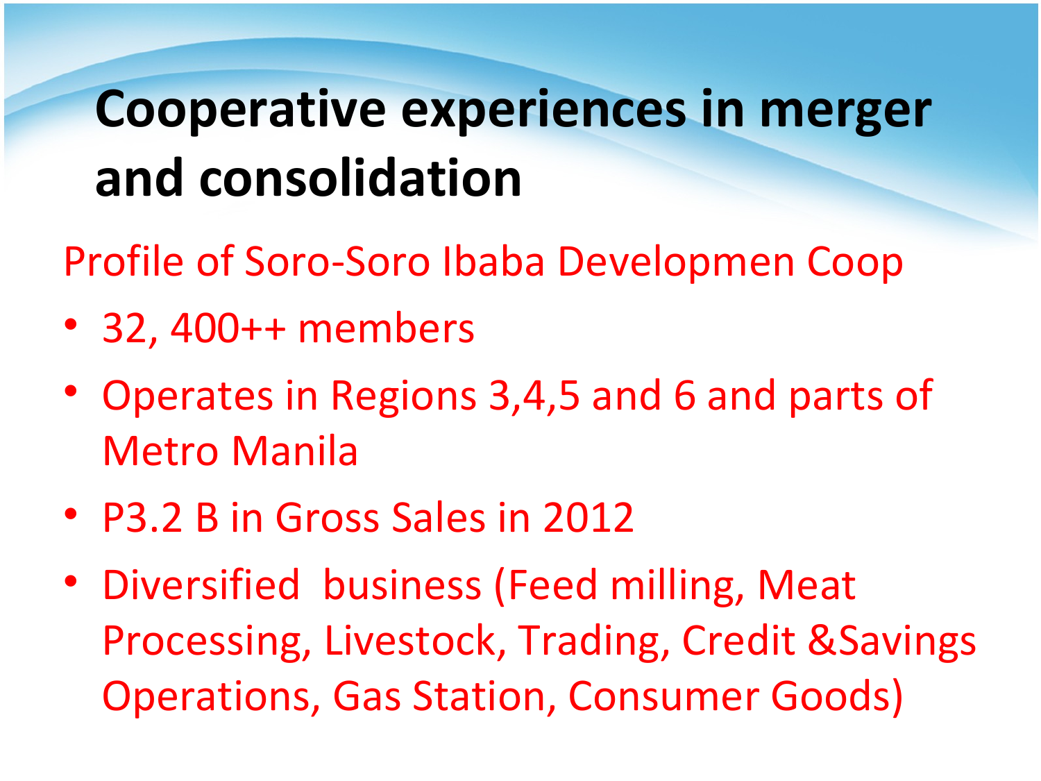# Cooperative experiences in merger and consolidation

Profile of Soro-Soro Ibaba Developmen Coop

- 32, 400++ members
- Operates in Regions 3,4,5 and 6 and parts of Metro Manila
- P3.2 B in Gross Sales in 2012
- Diversified business (Feed milling, Meat Processing, Livestock, Trading, Credit &Savings Operations, Gas Station, Consumer Goods)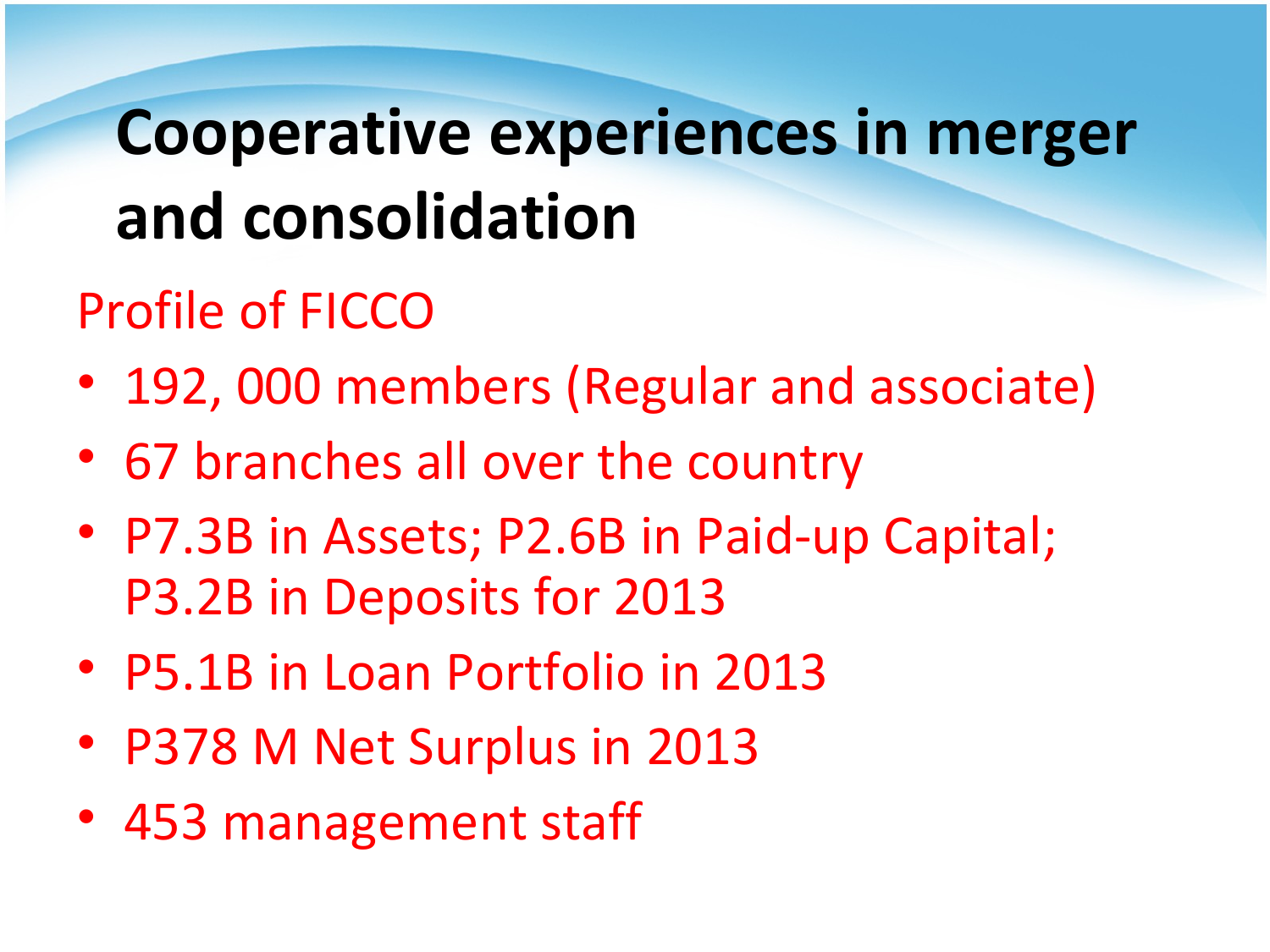# Cooperative experiences in merger and consolidation

## Profile of FICCO

- 192, 000 members (Regular and associate)
- 67 branches all over the country
- P7.3B in Assets; P2.6B in Paid-up Capital; P3.2B in Deposits for 2013
- P5.1B in Loan Portfolio in 2013
- P378 M Net Surplus in 2013
- 453 management staff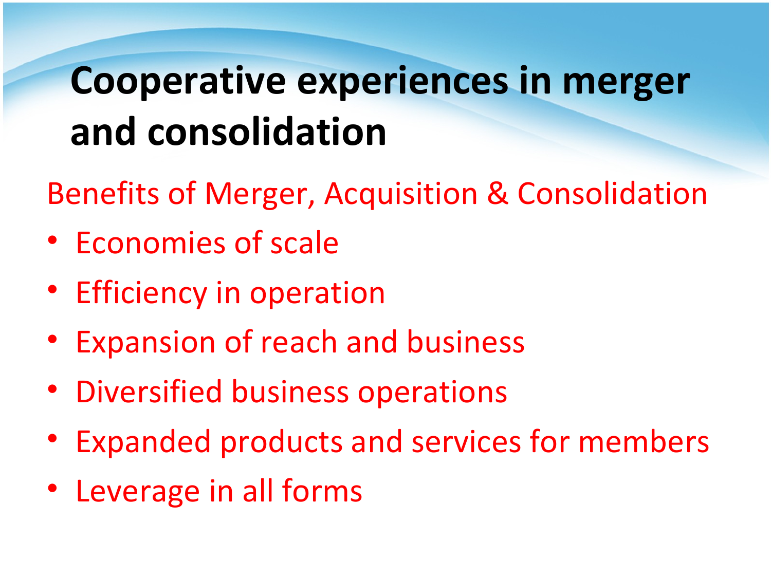# Cooperative experiences in merger and consolidation

Benefits of Merger, Acquisition & Consolidation

- Economies of scale
- Efficiency in operation
- Expansion of reach and business
- Diversified business operations
- Expanded products and services for members
- Leverage in all forms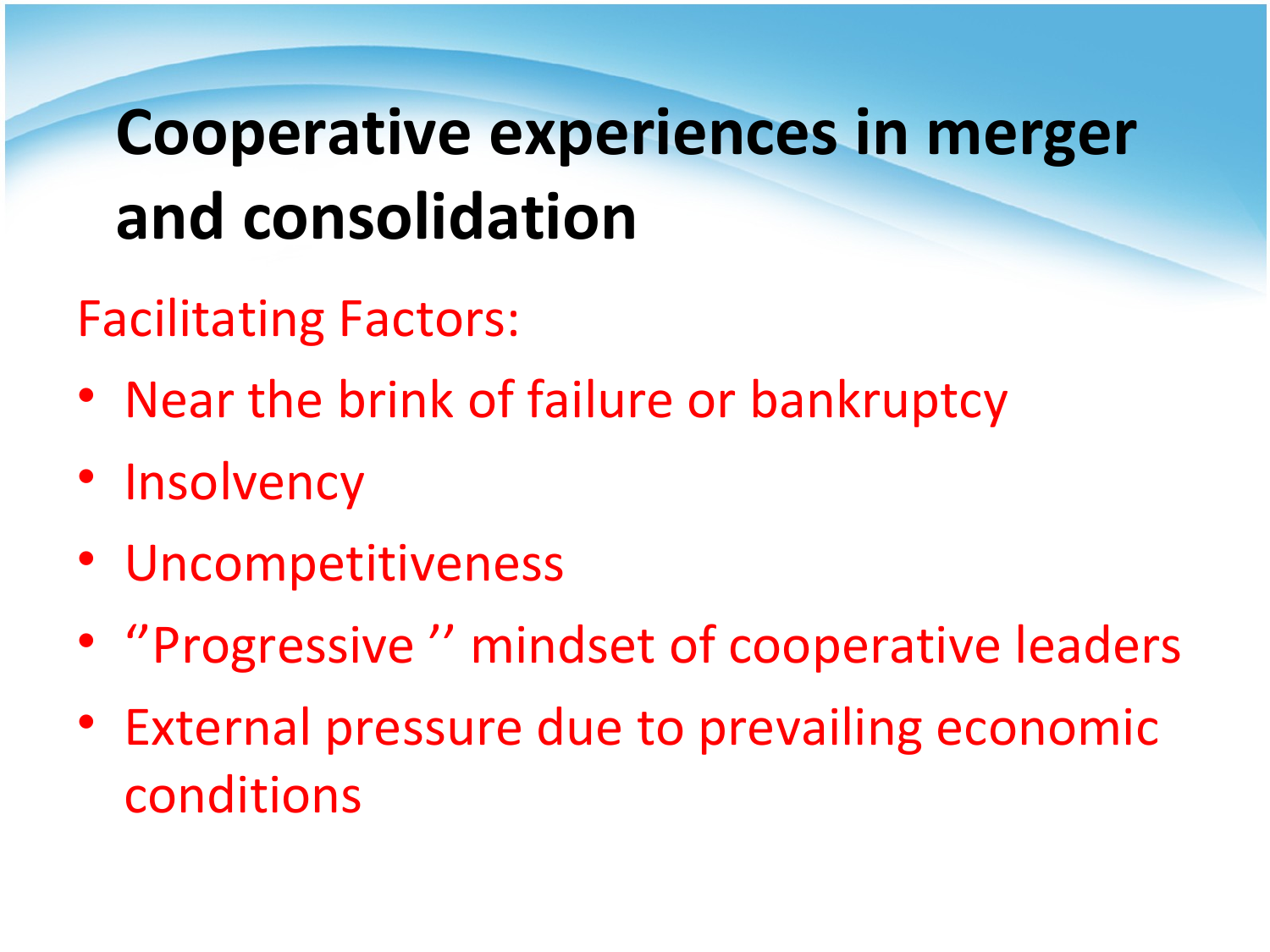# Cooperative experiences in merger and consolidation

Facilitating Factors:

- Near the brink of failure or bankruptcy
- Insolvency
- Uncompetitiveness
- ''Progressive '' mindset of cooperative leaders
- External pressure due to prevailing economic conditions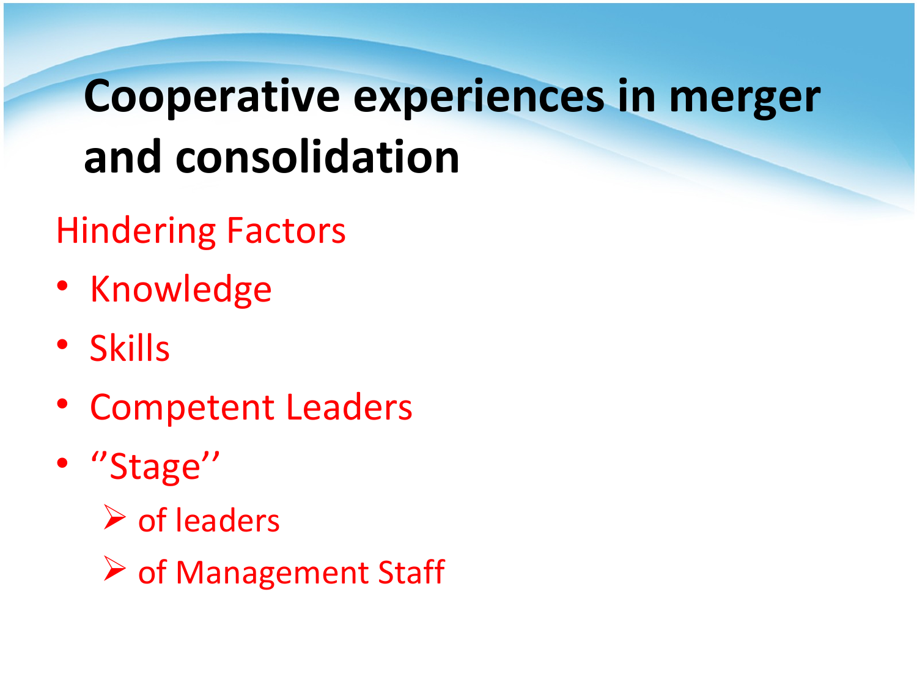# Cooperative experiences in merger and consolidation

## Hindering Factors

- Knowledge
- Skills
- Competent Leaders
- ''Stage''
  - of leaders
  - of Management Staff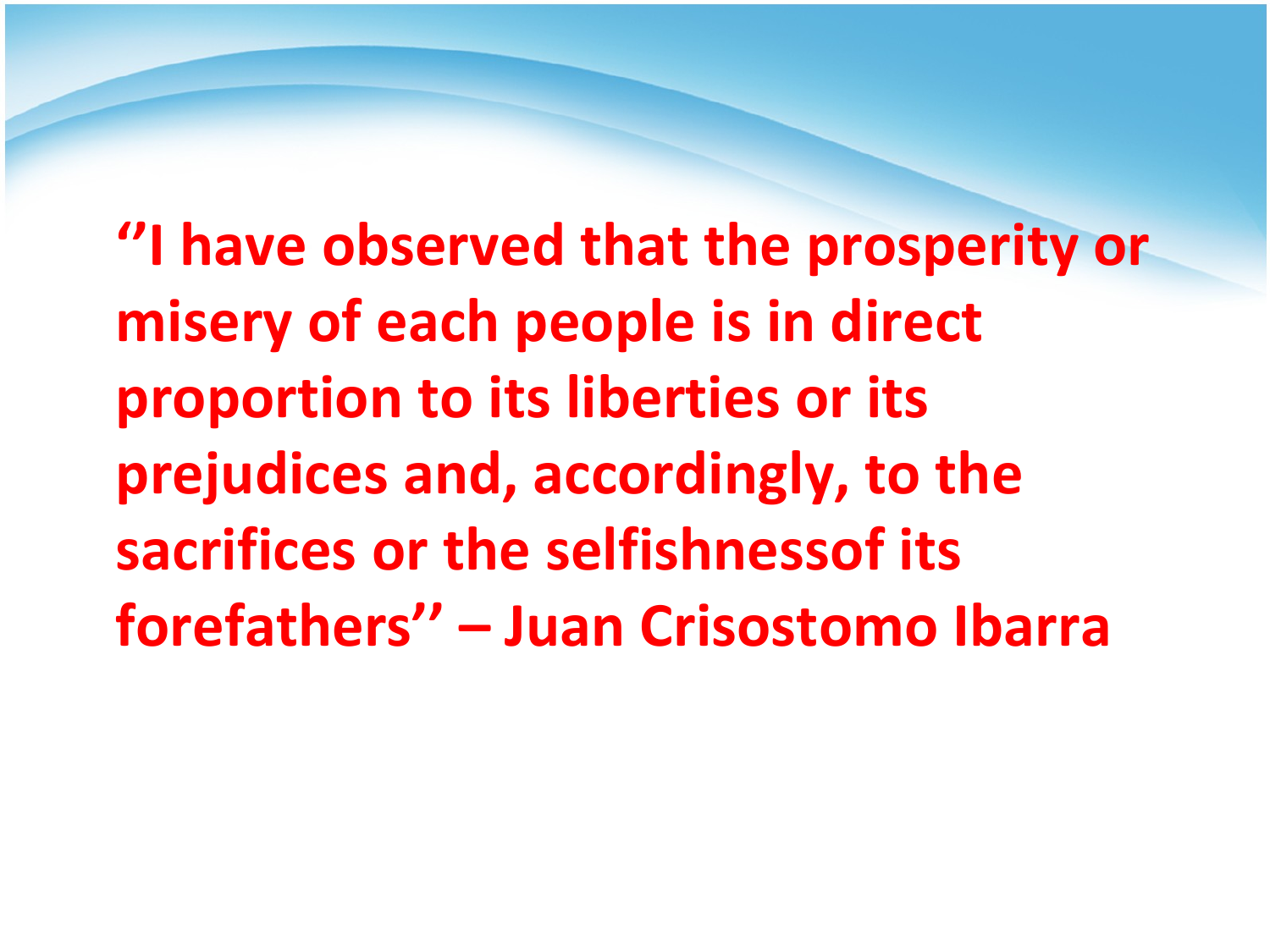**"I have observed that the prosperity or misery of each people is in direct proportion to its liberties or its prejudices and, accordingly, to the sacrifices or the selfishnessof its forefathers" – Juan Crisostomo Ibarra**